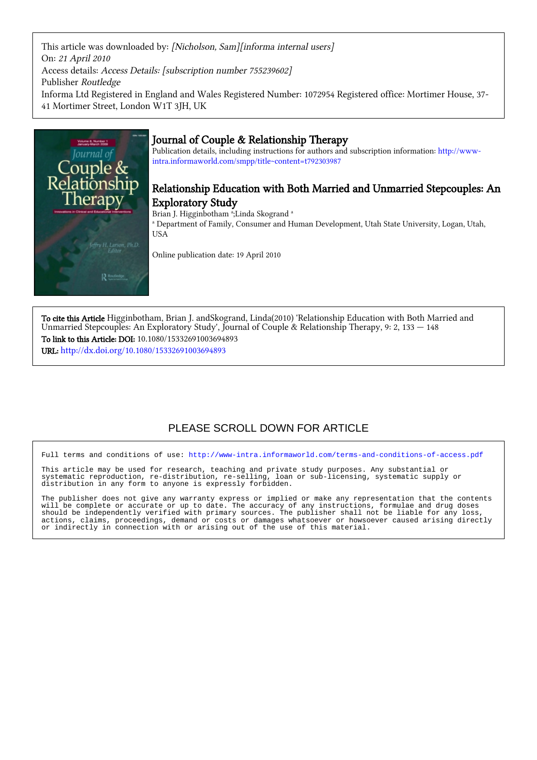This article was downloaded by: *[Nicholson, Sam][informa internal users]*
On: *21 April 2010*
Access details: *Access Details: [subscription number 755239602]*
Publisher *Routledge*
Informa Ltd Registered in England and Wales Registered Number: 1072954 Registered office: Mortimer House, 37-41 Mortimer Street, London W1T 3JH, UK

# Journal of Couple & Relationship Therapy

Publication details, including instructions for authors and subscription information: http://www-intra.informaworld.com/smpp/title~content=t792303987

## Relationship Education with Both Married and Unmarried Stepcouples: An Exploratory Study

Brian J. Higginbotham [a];Linda Skogrand [a]

[a] Department of Family, Consumer and Human Development, Utah State University, Logan, Utah, USA

Online publication date: 19 April 2010

**To cite this Article** Higginbotham, Brian J. andSkogrand, Linda(2010) 'Relationship Education with Both Married and Unmarried Stepcouples: An Exploratory Study', Journal of Couple & Relationship Therapy, 9: 2, 133 — 148

**To link to this Article: DOI:** 10.1080/15332691003694893

**URL:** http://dx.doi.org/10.1080/15332691003694893

PLEASE SCROLL DOWN FOR ARTICLE

Full terms and conditions of use: http://www-intra.informaworld.com/terms-and-conditions-of-access.pdf

This article may be used for research, teaching and private study purposes. Any substantial or systematic reproduction, re-distribution, re-selling, loan or sub-licensing, systematic supply or distribution in any form to anyone is expressly forbidden.

The publisher does not give any warranty express or implied or make any representation that the contents will be complete or accurate or up to date. The accuracy of any instructions, formulae and drug doses should be independently verified with primary sources. The publisher shall not be liable for any loss, actions, claims, proceedings, demand or costs or damages whatsoever or howsoever caused arising directly or indirectly in connection with or arising out of the use of this material.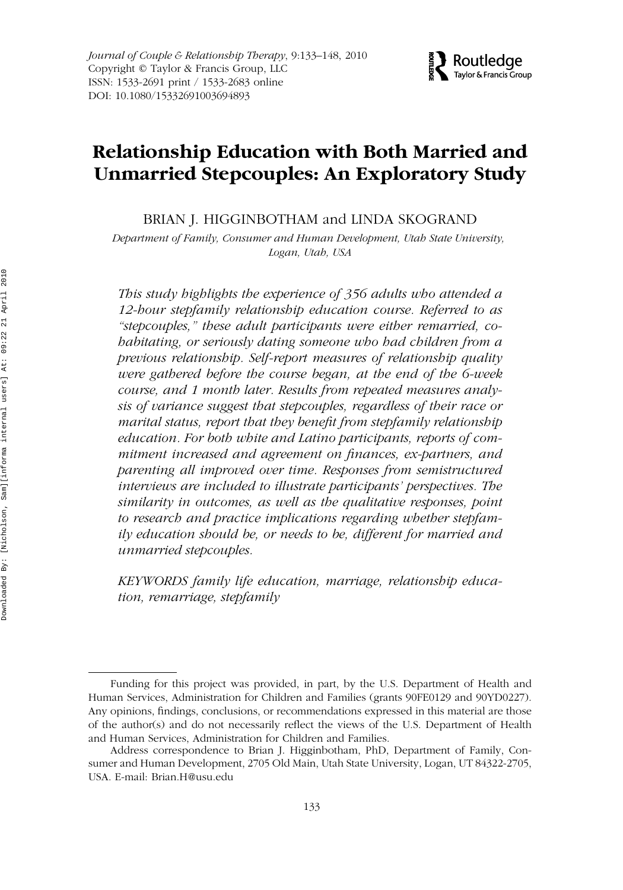# Relationship Education with Both Married and Unmarried Stepcouples: An Exploratory Study

BRIAN J. HIGGINBOTHAM and LINDA SKOGRAND

*Department of Family, Consumer and Human Development, Utah State University, Logan, Utah, USA*

*This study highlights the experience of 356 adults who attended a 12-hour stepfamily relationship education course. Referred to as "stepcouples," these adult participants were either remarried, cohabitating, or seriously dating someone who had children from a previous relationship. Self-report measures of relationship quality were gathered before the course began, at the end of the 6-week course, and 1 month later. Results from repeated measures analysis of variance suggest that stepcouples, regardless of their race or marital status, report that they benefit from stepfamily relationship education. For both white and Latino participants, reports of commitment increased and agreement on finances, ex-partners, and parenting all improved over time. Responses from semistructured interviews are included to illustrate participants' perspectives. The similarity in outcomes, as well as the qualitative responses, point to research and practice implications regarding whether stepfamily education should be, or needs to be, different for married and unmarried stepcouples.*

*KEYWORDS family life education, marriage, relationship education, remarriage, stepfamily*

---

Funding for this project was provided, in part, by the U.S. Department of Health and Human Services, Administration for Children and Families (grants 90FE0129 and 90YD0227). Any opinions, findings, conclusions, or recommendations expressed in this material are those of the author(s) and do not necessarily reflect the views of the U.S. Department of Health and Human Services, Administration for Children and Families.

Address correspondence to Brian J. Higginbotham, PhD, Department of Family, Consumer and Human Development, 2705 Old Main, Utah State University, Logan, UT 84322-2705, USA. E-mail: Brian.H@usu.edu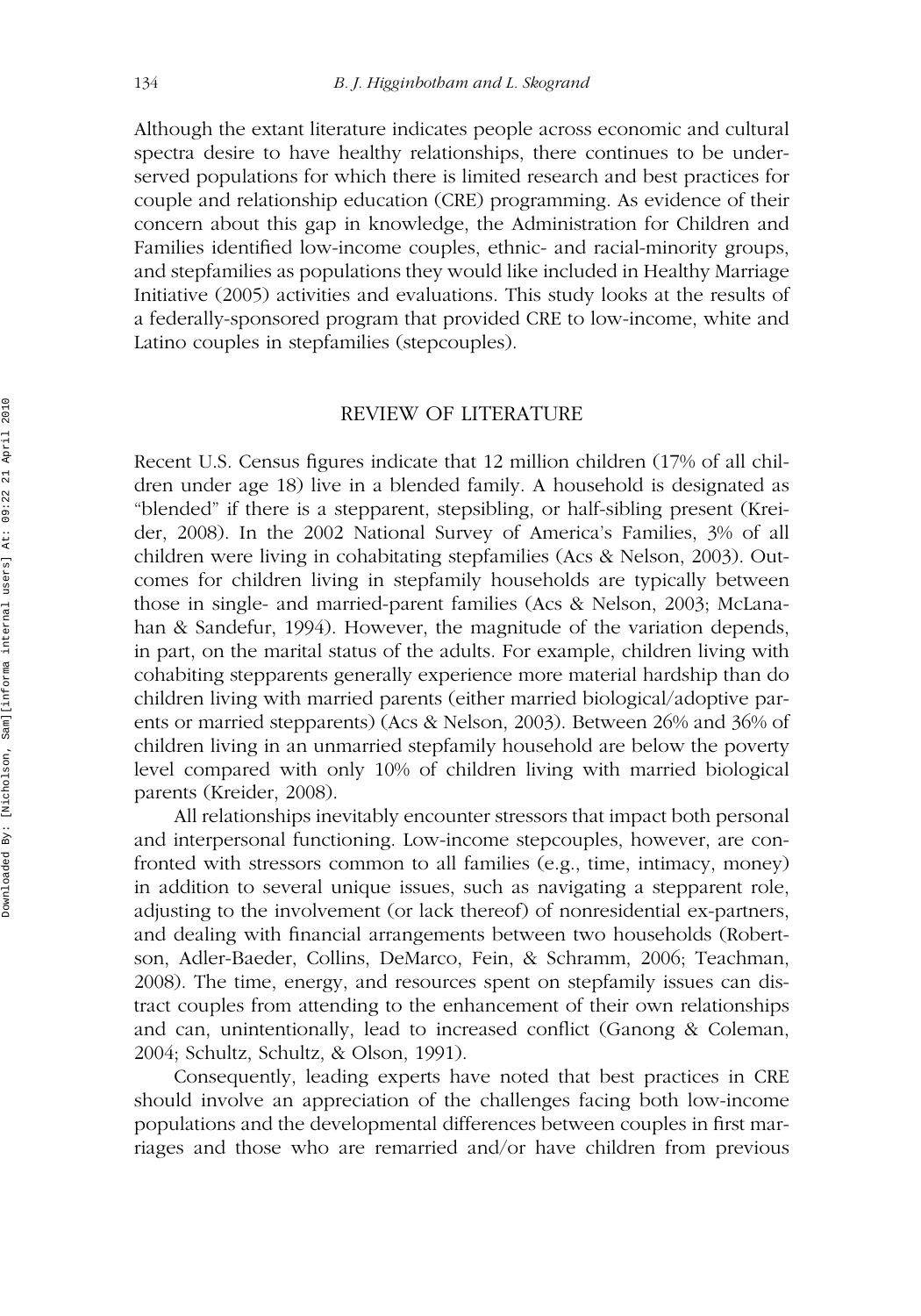Although the extant literature indicates people across economic and cultural spectra desire to have healthy relationships, there continues to be underserved populations for which there is limited research and best practices for couple and relationship education (CRE) programming. As evidence of their concern about this gap in knowledge, the Administration for Children and Families identified low-income couples, ethnic- and racial-minority groups, and stepfamilies as populations they would like included in Healthy Marriage Initiative (2005) activities and evaluations. This study looks at the results of a federally-sponsored program that provided CRE to low-income, white and Latino couples in stepfamilies (stepcouples).

## REVIEW OF LITERATURE

Recent U.S. Census figures indicate that 12 million children (17% of all children under age 18) live in a blended family. A household is designated as "blended" if there is a stepparent, stepsibling, or half-sibling present (Kreider, 2008). In the 2002 National Survey of America's Families, 3% of all children were living in cohabitating stepfamilies (Acs & Nelson, 2003). Outcomes for children living in stepfamily households are typically between those in single- and married-parent families (Acs & Nelson, 2003; McLanahan & Sandefur, 1994). However, the magnitude of the variation depends, in part, on the marital status of the adults. For example, children living with cohabiting stepparents generally experience more material hardship than do children living with married parents (either married biological/adoptive parents or married stepparents) (Acs & Nelson, 2003). Between 26% and 36% of children living in an unmarried stepfamily household are below the poverty level compared with only 10% of children living with married biological parents (Kreider, 2008).

All relationships inevitably encounter stressors that impact both personal and interpersonal functioning. Low-income stepcouples, however, are confronted with stressors common to all families (e.g., time, intimacy, money) in addition to several unique issues, such as navigating a stepparent role, adjusting to the involvement (or lack thereof) of nonresidential ex-partners, and dealing with financial arrangements between two households (Robertson, Adler-Baeder, Collins, DeMarco, Fein, & Schramm, 2006; Teachman, 2008). The time, energy, and resources spent on stepfamily issues can distract couples from attending to the enhancement of their own relationships and can, unintentionally, lead to increased conflict (Ganong & Coleman, 2004; Schultz, Schultz, & Olson, 1991).

Consequently, leading experts have noted that best practices in CRE should involve an appreciation of the challenges facing both low-income populations and the developmental differences between couples in first marriages and those who are remarried and/or have children from previous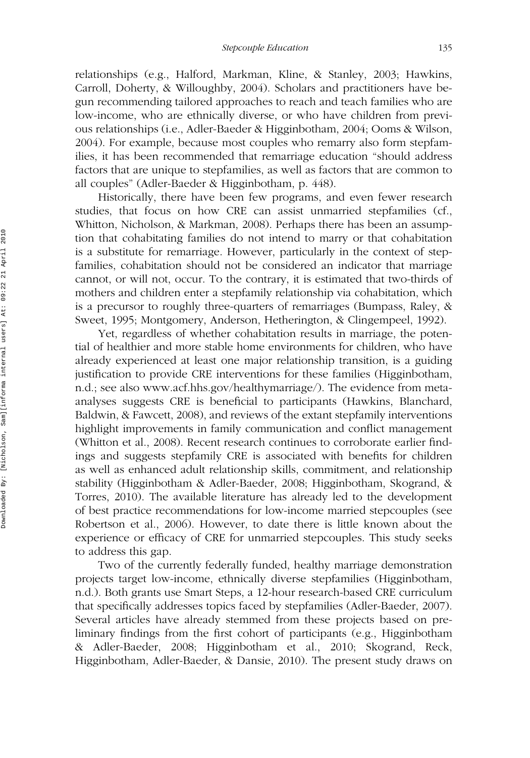relationships (e.g., Halford, Markman, Kline, & Stanley, 2003; Hawkins, Carroll, Doherty, & Willoughby, 2004). Scholars and practitioners have begun recommending tailored approaches to reach and teach families who are low-income, who are ethnically diverse, or who have children from previous relationships (i.e., Adler-Baeder & Higginbotham, 2004; Ooms & Wilson, 2004). For example, because most couples who remarry also form stepfamilies, it has been recommended that remarriage education "should address factors that are unique to stepfamilies, as well as factors that are common to all couples" (Adler-Baeder & Higginbotham, p. 448).

Historically, there have been few programs, and even fewer research studies, that focus on how CRE can assist unmarried stepfamilies (cf., Whitton, Nicholson, & Markman, 2008). Perhaps there has been an assumption that cohabitating families do not intend to marry or that cohabitation is a substitute for remarriage. However, particularly in the context of stepfamilies, cohabitation should not be considered an indicator that marriage cannot, or will not, occur. To the contrary, it is estimated that two-thirds of mothers and children enter a stepfamily relationship via cohabitation, which is a precursor to roughly three-quarters of remarriages (Bumpass, Raley, & Sweet, 1995; Montgomery, Anderson, Hetherington, & Clingempeel, 1992).

Yet, regardless of whether cohabitation results in marriage, the potential of healthier and more stable home environments for children, who have already experienced at least one major relationship transition, is a guiding justification to provide CRE interventions for these families (Higginbotham, n.d.; see also www.acf.hhs.gov/healthymarriage/). The evidence from meta-analyses suggests CRE is beneficial to participants (Hawkins, Blanchard, Baldwin, & Fawcett, 2008), and reviews of the extant stepfamily interventions highlight improvements in family communication and conflict management (Whitton et al., 2008). Recent research continues to corroborate earlier findings and suggests stepfamily CRE is associated with benefits for children as well as enhanced adult relationship skills, commitment, and relationship stability (Higginbotham & Adler-Baeder, 2008; Higginbotham, Skogrand, & Torres, 2010). The available literature has already led to the development of best practice recommendations for low-income married stepcouples (see Robertson et al., 2006). However, to date there is little known about the experience or efficacy of CRE for unmarried stepcouples. This study seeks to address this gap.

Two of the currently federally funded, healthy marriage demonstration projects target low-income, ethnically diverse stepfamilies (Higginbotham, n.d.). Both grants use Smart Steps, a 12-hour research-based CRE curriculum that specifically addresses topics faced by stepfamilies (Adler-Baeder, 2007). Several articles have already stemmed from these projects based on preliminary findings from the first cohort of participants (e.g., Higginbotham & Adler-Baeder, 2008; Higginbotham et al., 2010; Skogrand, Reck, Higginbotham, Adler-Baeder, & Dansie, 2010). The present study draws on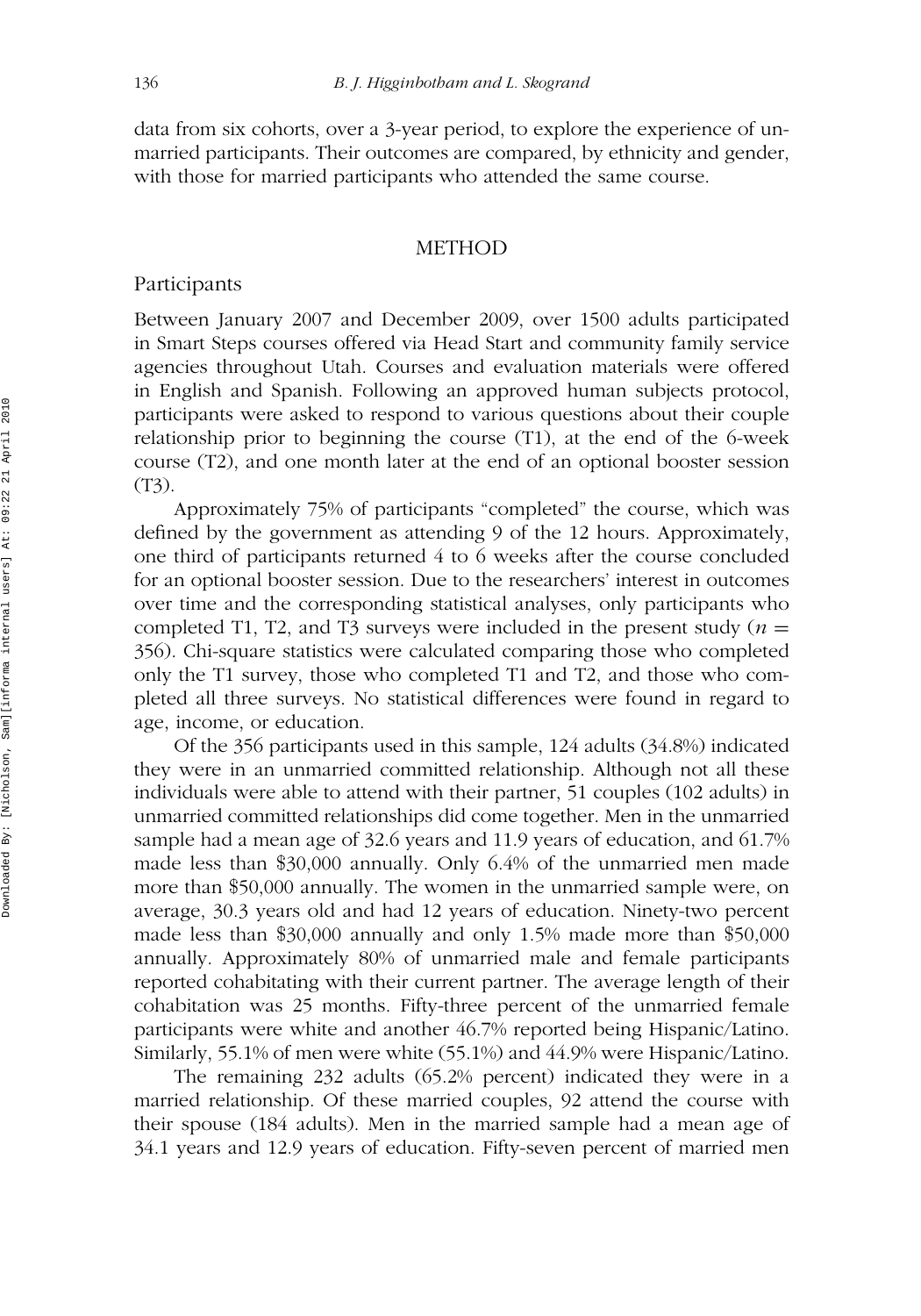data from six cohorts, over a 3-year period, to explore the experience of unmarried participants. Their outcomes are compared, by ethnicity and gender, with those for married participants who attended the same course.

## METHOD

### Participants

Between January 2007 and December 2009, over 1500 adults participated in Smart Steps courses offered via Head Start and community family service agencies throughout Utah. Courses and evaluation materials were offered in English and Spanish. Following an approved human subjects protocol, participants were asked to respond to various questions about their couple relationship prior to beginning the course (T1), at the end of the 6-week course (T2), and one month later at the end of an optional booster session (T3).

Approximately 75% of participants "completed" the course, which was defined by the government as attending 9 of the 12 hours. Approximately, one third of participants returned 4 to 6 weeks after the course concluded for an optional booster session. Due to the researchers' interest in outcomes over time and the corresponding statistical analyses, only participants who completed T1, T2, and T3 surveys were included in the present study ($n$ = 356). Chi-square statistics were calculated comparing those who completed only the T1 survey, those who completed T1 and T2, and those who completed all three surveys. No statistical differences were found in regard to age, income, or education.

Of the 356 participants used in this sample, 124 adults (34.8%) indicated they were in an unmarried committed relationship. Although not all these individuals were able to attend with their partner, 51 couples (102 adults) in unmarried committed relationships did come together. Men in the unmarried sample had a mean age of 32.6 years and 11.9 years of education, and 61.7% made less than $30,000 annually. Only 6.4% of the unmarried men made more than $50,000 annually. The women in the unmarried sample were, on average, 30.3 years old and had 12 years of education. Ninety-two percent made less than $30,000 annually and only 1.5% made more than $50,000 annually. Approximately 80% of unmarried male and female participants reported cohabitating with their current partner. The average length of their cohabitation was 25 months. Fifty-three percent of the unmarried female participants were white and another 46.7% reported being Hispanic/Latino. Similarly, 55.1% of men were white (55.1%) and 44.9% were Hispanic/Latino.

The remaining 232 adults (65.2% percent) indicated they were in a married relationship. Of these married couples, 92 attend the course with their spouse (184 adults). Men in the married sample had a mean age of 34.1 years and 12.9 years of education. Fifty-seven percent of married men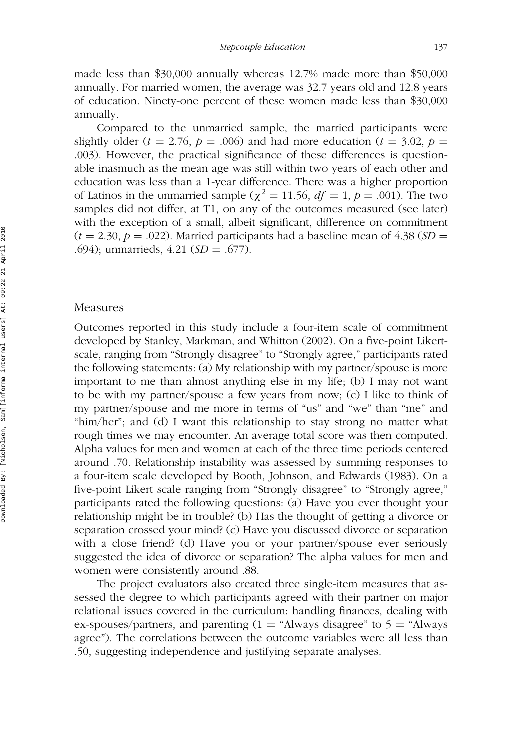made less than \$30,000 annually whereas 12.7% made more than \$50,000 annually. For married women, the average was 32.7 years old and 12.8 years of education. Ninety-one percent of these women made less than \$30,000 annually.

Compared to the unmarried sample, the married participants were slightly older ($t = 2.76$, $p = .006$) and had more education ($t = 3.02$, $p = .003$). However, the practical significance of these differences is questionable inasmuch as the mean age was still within two years of each other and education was less than a 1-year difference. There was a higher proportion of Latinos in the unmarried sample ($\chi^2 = 11.56$, $df = 1$, $p = .001$). The two samples did not differ, at T1, on any of the outcomes measured (see later) with the exception of a small, albeit significant, difference on commitment ($t = 2.30$, $p = .022$). Married participants had a baseline mean of 4.38 ($SD = .694$); unmarrieds, 4.21 ($SD = .677$).

## Measures

Outcomes reported in this study include a four-item scale of commitment developed by Stanley, Markman, and Whitton (2002). On a five-point Likert-scale, ranging from "Strongly disagree" to "Strongly agree," participants rated the following statements: (a) My relationship with my partner/spouse is more important to me than almost anything else in my life; (b) I may not want to be with my partner/spouse a few years from now; (c) I like to think of my partner/spouse and me more in terms of "us" and "we" than "me" and "him/her"; and (d) I want this relationship to stay strong no matter what rough times we may encounter. An average total score was then computed. Alpha values for men and women at each of the three time periods centered around .70. Relationship instability was assessed by summing responses to a four-item scale developed by Booth, Johnson, and Edwards (1983). On a five-point Likert scale ranging from "Strongly disagree" to "Strongly agree," participants rated the following questions: (a) Have you ever thought your relationship might be in trouble? (b) Has the thought of getting a divorce or separation crossed your mind? (c) Have you discussed divorce or separation with a close friend? (d) Have you or your partner/spouse ever seriously suggested the idea of divorce or separation? The alpha values for men and women were consistently around .88.

The project evaluators also created three single-item measures that assessed the degree to which participants agreed with their partner on major relational issues covered in the curriculum: handling finances, dealing with ex-spouses/partners, and parenting (1 = "Always disagree" to 5 = "Always agree"). The correlations between the outcome variables were all less than .50, suggesting independence and justifying separate analyses.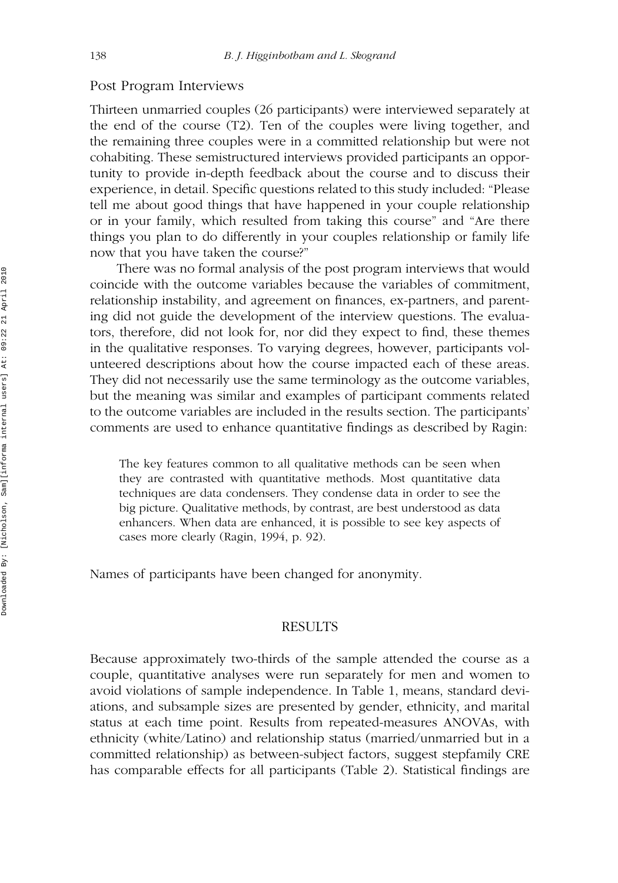### Post Program Interviews

Thirteen unmarried couples (26 participants) were interviewed separately at the end of the course (T2). Ten of the couples were living together, and the remaining three couples were in a committed relationship but were not cohabiting. These semistructured interviews provided participants an opportunity to provide in-depth feedback about the course and to discuss their experience, in detail. Specific questions related to this study included: "Please tell me about good things that have happened in your couple relationship or in your family, which resulted from taking this course" and "Are there things you plan to do differently in your couples relationship or family life now that you have taken the course?"

There was no formal analysis of the post program interviews that would coincide with the outcome variables because the variables of commitment, relationship instability, and agreement on finances, ex-partners, and parenting did not guide the development of the interview questions. The evaluators, therefore, did not look for, nor did they expect to find, these themes in the qualitative responses. To varying degrees, however, participants volunteered descriptions about how the course impacted each of these areas. They did not necessarily use the same terminology as the outcome variables, but the meaning was similar and examples of participant comments related to the outcome variables are included in the results section. The participants' comments are used to enhance quantitative findings as described by Ragin:

> The key features common to all qualitative methods can be seen when they are contrasted with quantitative methods. Most quantitative data techniques are data condensers. They condense data in order to see the big picture. Qualitative methods, by contrast, are best understood as data enhancers. When data are enhanced, it is possible to see key aspects of cases more clearly (Ragin, 1994, p. 92).

Names of participants have been changed for anonymity.

## RESULTS

Because approximately two-thirds of the sample attended the course as a couple, quantitative analyses were run separately for men and women to avoid violations of sample independence. In Table 1, means, standard deviations, and subsample sizes are presented by gender, ethnicity, and marital status at each time point. Results from repeated-measures ANOVAs, with ethnicity (white/Latino) and relationship status (married/unmarried but in a committed relationship) as between-subject factors, suggest stepfamily CRE has comparable effects for all participants (Table 2). Statistical findings are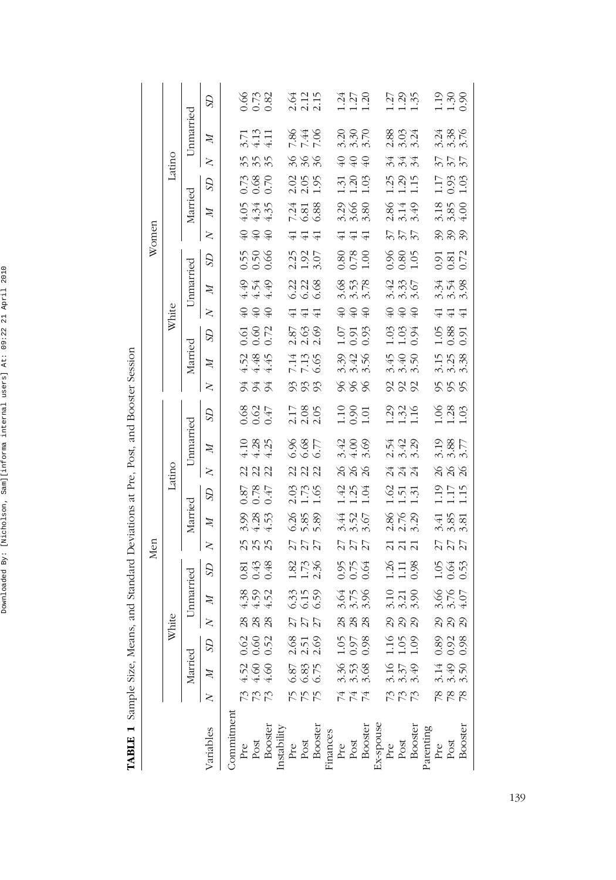**TABLE 1** Sample Size, Means, and Standard Deviations at Pre, Post, and Booster Session

| | Men | | | | | | | | | | | | | | | | | | | | | | | | Women | | | | | | | | | | | | | | | | | | | | | | | |
|---|---|---|---|---|---|---|---|---|---|---|---|---|---|---|---|---|---|---|---|---|---|---|---|---|---|---|---|---|---|---|---|---|---|---|---|---|---|---|---|---|---|---|---|---|---|---|---|---|
| | White | | | | | | Latino | | | | | | White | | | | | | Latino | | | | | |
| | Married | | | Unmarried | | | Married | | | Unmarried | | | Married | | | Unmarried | | | Married | | | Unmarried | | |
| Variables | *N* | *M* | *SD* | *N* | *M* | *SD* | *N* | *M* | *SD* | *N* | *M* | *SD* | *N* | *M* | *SD* | *N* | *M* | *SD* | *N* | *M* | *SD* | *N* | *M* | *SD* |
| Commitment | | | | | | | | | | | | | | | | | | | | | | | | |
| Pre | 73 | 4.52 | 0.62 | 28 | 4.38 | 0.81 | 25 | 3.99 | 0.87 | 22 | 4.10 | 0.68 | 94 | 4.52 | 0.61 | 40 | 4.49 | 0.55 | 40 | 4.05 | 0.73 | 35 | 3.71 | 0.66 |
| Post | 73 | 4.60 | 0.60 | 28 | 4.59 | 0.43 | 25 | 4.28 | 0.78 | 22 | 4.28 | 0.62 | 94 | 4.48 | 0.60 | 40 | 4.54 | 0.50 | 40 | 4.34 | 0.68 | 35 | 4.13 | 0.73 |
| Booster | 73 | 4.60 | 0.52 | 28 | 4.52 | 0.48 | 25 | 4.53 | 0.47 | 22 | 4.25 | 0.47 | 94 | 4.45 | 0.72 | 40 | 4.49 | 0.66 | 40 | 4.35 | 0.70 | 35 | 4.11 | 0.82 |
| Instability | | | | | | | | | | | | | | | | | | | | | | | | |
| Pre | 75 | 6.87 | 2.68 | 27 | 6.33 | 1.82 | 27 | 6.26 | 2.03 | 22 | 6.96 | 2.17 | 93 | 7.14 | 2.87 | 41 | 6.22 | 2.25 | 41 | 7.24 | 2.02 | 36 | 7.86 | 2.64 |
| Post | 75 | 6.83 | 2.51 | 27 | 6.15 | 1.73 | 27 | 5.85 | 1.73 | 22 | 6.68 | 2.08 | 93 | 7.13 | 2.63 | 41 | 6.22 | 1.92 | 41 | 6.81 | 2.05 | 36 | 7.44 | 2.12 |
| Booster | 75 | 6.75 | 2.69 | 27 | 6.59 | 2.36 | 27 | 5.89 | 1.65 | 22 | 6.77 | 2.05 | 93 | 6.65 | 2.69 | 41 | 6.68 | 3.07 | 41 | 6.88 | 1.95 | 36 | 7.06 | 2.15 |
| Finances | | | | | | | | | | | | | | | | | | | | | | | | |
| Pre | 74 | 3.36 | 1.05 | 28 | 3.64 | 0.95 | 27 | 3.44 | 1.42 | 26 | 3.42 | 1.10 | 96 | 3.39 | 1.07 | 40 | 3.68 | 0.80 | 41 | 3.29 | 1.31 | 40 | 3.20 | 1.24 |
| Post | 74 | 3.53 | 0.97 | 28 | 3.75 | 0.75 | 27 | 3.52 | 1.25 | 26 | 4.00 | 0.90 | 96 | 3.42 | 0.91 | 40 | 3.53 | 0.78 | 41 | 3.66 | 1.20 | 40 | 3.30 | 1.27 |
| Booster | 74 | 3.68 | 0.98 | 28 | 3.96 | 0.64 | 27 | 3.67 | 1.04 | 26 | 3.69 | 1.01 | 96 | 3.56 | 0.93 | 40 | 3.78 | 1.00 | 41 | 3.80 | 1.03 | 40 | 3.70 | 1.20 |
| Ex-spouse | | | | | | | | | | | | | | | | | | | | | | | | |
| Pre | 73 | 3.16 | 1.16 | 29 | 3.10 | 1.26 | 21 | 2.86 | 1.62 | 24 | 2.54 | 1.29 | 92 | 3.45 | 1.03 | 40 | 3.42 | 0.96 | 37 | 2.86 | 1.25 | 34 | 2.88 | 1.27 |
| Post | 73 | 3.37 | 1.05 | 29 | 3.21 | 1.11 | 21 | 2.76 | 1.51 | 24 | 3.42 | 1.32 | 92 | 3.40 | 1.03 | 40 | 3.33 | 0.80 | 37 | 3.14 | 1.29 | 34 | 3.03 | 1.29 |
| Booster | 73 | 3.49 | 1.09 | 29 | 3.90 | 0.98 | 21 | 3.29 | 1.31 | 24 | 3.29 | 1.16 | 92 | 3.50 | 0.94 | 40 | 3.67 | 1.05 | 37 | 3.49 | 1.15 | 34 | 3.24 | 1.35 |
| Parenting | | | | | | | | | | | | | | | | | | | | | | | | |
| Pre | 78 | 3.14 | 0.89 | 29 | 3.66 | 1.05 | 27 | 3.41 | 1.19 | 26 | 3.19 | 1.06 | 95 | 3.15 | 1.05 | 41 | 3.34 | 0.91 | 39 | 3.18 | 1.17 | 37 | 3.24 | 1.19 |
| Post | 78 | 3.49 | 0.92 | 29 | 3.76 | 0.64 | 27 | 3.85 | 1.17 | 26 | 3.88 | 1.28 | 95 | 3.25 | 0.88 | 41 | 3.54 | 0.81 | 39 | 3.85 | 0.93 | 37 | 3.38 | 1.30 |
| Booster | 78 | 3.50 | 0.98 | 29 | 4.07 | 0.53 | 27 | 3.81 | 1.15 | 26 | 3.77 | 1.03 | 95 | 3.38 | 0.91 | 41 | 3.98 | 0.72 | 39 | 4.00 | 1.03 | 37 | 3.76 | 0.90 |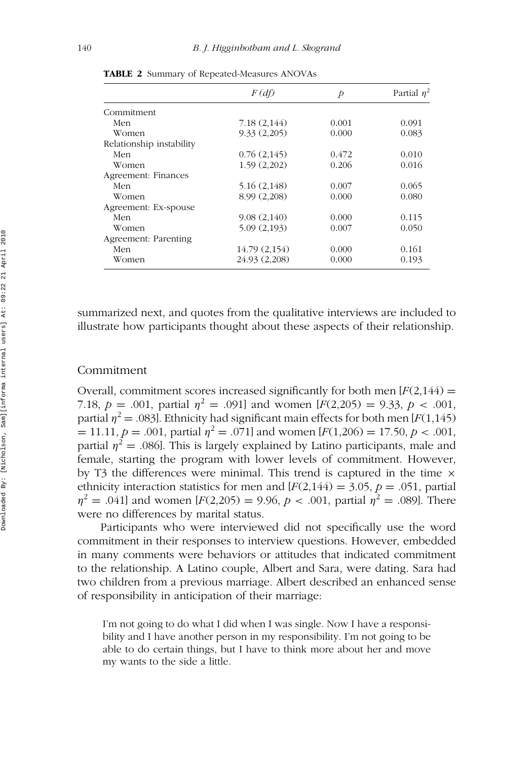**TABLE 2** Summary of Repeated-Measures ANOVAs

| | $F$ (*df*) | $p$ | Partial $\eta^2$ |
|---|---|---|---|
| Commitment | | | |
| Men | 7.18 (2,144) | 0.001 | 0.091 |
| Women | 9.33 (2,205) | 0.000 | 0.083 |
| Relationship instability | | | |
| Men | 0.76 (2,145) | 0.472 | 0.010 |
| Women | 1.59 (2,202) | 0.206 | 0.016 |
| Agreement: Finances | | | |
| Men | 5.16 (2,148) | 0.007 | 0.065 |
| Women | 8.99 (2,208) | 0.000 | 0.080 |
| Agreement: Ex-spouse | | | |
| Men | 9.08 (2,140) | 0.000 | 0.115 |
| Women | 5.09 (2,193) | 0.007 | 0.050 |
| Agreement: Parenting | | | |
| Men | 14.79 (2,154) | 0.000 | 0.161 |
| Women | 24.93 (2,208) | 0.000 | 0.193 |

summarized next, and quotes from the qualitative interviews are included to illustrate how participants thought about these aspects of their relationship.

## Commitment

Overall, commitment scores increased significantly for both men [$F(2,144) = 7.18$, $p = .001$, partial $\eta^2 = .091$] and women [$F(2,205) = 9.33$, $p < .001$, partial $\eta^2 = .083$]. Ethnicity had significant main effects for both men [$F(1,145) = 11.11$, $p = .001$, partial $\eta^2 = .071$] and women [$F(1,206) = 17.50$, $p < .001$, partial $\eta^2 = .086$]. This is largely explained by Latino participants, male and female, starting the program with lower levels of commitment. However, by T3 the differences were minimal. This trend is captured in the time $\times$ ethnicity interaction statistics for men and [$F(2,144) = 3.05$, $p = .051$, partial $\eta^2 = .041$] and women [$F(2,205) = 9.96$, $p < .001$, partial $\eta^2 = .089$]. There were no differences by marital status.

Participants who were interviewed did not specifically use the word commitment in their responses to interview questions. However, embedded in many comments were behaviors or attitudes that indicated commitment to the relationship. A Latino couple, Albert and Sara, were dating. Sara had two children from a previous marriage. Albert described an enhanced sense of responsibility in anticipation of their marriage:

> I'm not going to do what I did when I was single. Now I have a responsibility and I have another person in my responsibility. I'm not going to be able to do certain things, but I have to think more about her and move my wants to the side a little.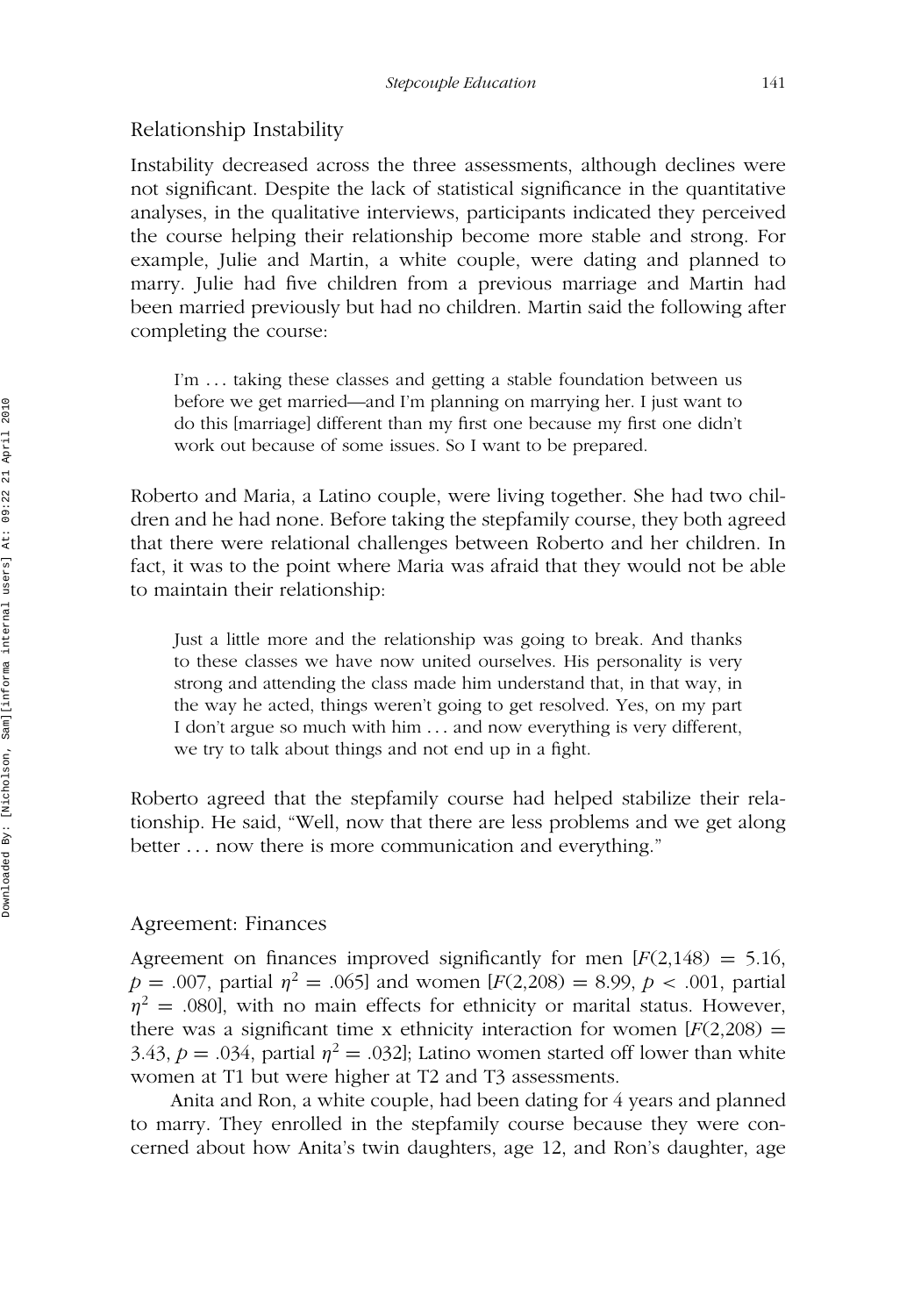## Relationship Instability

Instability decreased across the three assessments, although declines were not significant. Despite the lack of statistical significance in the quantitative analyses, in the qualitative interviews, participants indicated they perceived the course helping their relationship become more stable and strong. For example, Julie and Martin, a white couple, were dating and planned to marry. Julie had five children from a previous marriage and Martin had been married previously but had no children. Martin said the following after completing the course:

> I'm ... taking these classes and getting a stable foundation between us before we get married—and I'm planning on marrying her. I just want to do this [marriage] different than my first one because my first one didn't work out because of some issues. So I want to be prepared.

Roberto and Maria, a Latino couple, were living together. She had two children and he had none. Before taking the stepfamily course, they both agreed that there were relational challenges between Roberto and her children. In fact, it was to the point where Maria was afraid that they would not be able to maintain their relationship:

> Just a little more and the relationship was going to break. And thanks to these classes we have now united ourselves. His personality is very strong and attending the class made him understand that, in that way, in the way he acted, things weren't going to get resolved. Yes, on my part I don't argue so much with him ... and now everything is very different, we try to talk about things and not end up in a fight.

Roberto agreed that the stepfamily course had helped stabilize their relationship. He said, "Well, now that there are less problems and we get along better ... now there is more communication and everything."

## Agreement: Finances

Agreement on finances improved significantly for men [$F(2,148) = 5.16$, $p = .007$, partial $\eta^2 = .065$] and women [$F(2,208) = 8.99$, $p < .001$, partial $\eta^2 = .080$], with no main effects for ethnicity or marital status. However, there was a significant time x ethnicity interaction for women [$F(2,208) = 3.43$, $p = .034$, partial $\eta^2 = .032$]; Latino women started off lower than white women at T1 but were higher at T2 and T3 assessments.

Anita and Ron, a white couple, had been dating for 4 years and planned to marry. They enrolled in the stepfamily course because they were concerned about how Anita's twin daughters, age 12, and Ron's daughter, age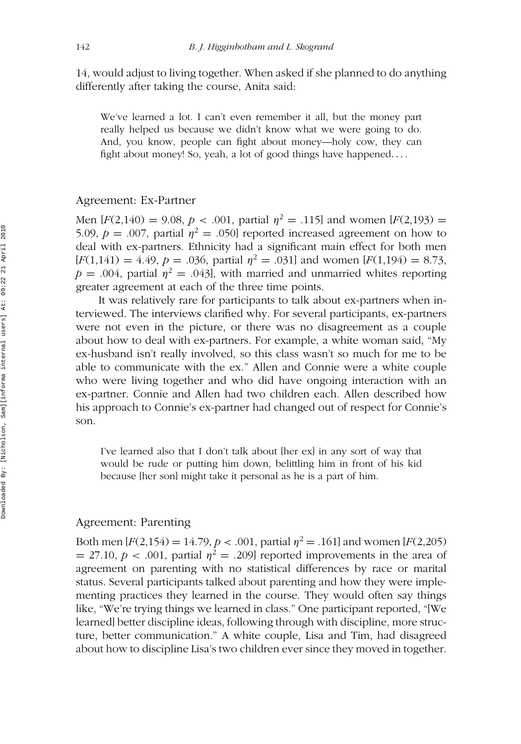14, would adjust to living together. When asked if she planned to do anything differently after taking the course, Anita said:

> We've learned a lot. I can't even remember it all, but the money part really helped us because we didn't know what we were going to do. And, you know, people can fight about money—holy cow, they can fight about money! So, yeah, a lot of good things have happened. . . .

## Agreement: Ex-Partner

Men [$F(2,140) = 9.08$, $p < .001$, partial $\eta^2 = .115$] and women [$F(2,193) = 5.09$, $p = .007$, partial $\eta^2 = .050$] reported increased agreement on how to deal with ex-partners. Ethnicity had a significant main effect for both men [$F(1,141) = 4.49$, $p = .036$, partial $\eta^2 = .031$] and women [$F(1,194) = 8.73$, $p = .004$, partial $\eta^2 = .043$], with married and unmarried whites reporting greater agreement at each of the three time points.

It was relatively rare for participants to talk about ex-partners when interviewed. The interviews clarified why. For several participants, ex-partners were not even in the picture, or there was no disagreement as a couple about how to deal with ex-partners. For example, a white woman said, "My ex-husband isn't really involved, so this class wasn't so much for me to be able to communicate with the ex." Allen and Connie were a white couple who were living together and who did have ongoing interaction with an ex-partner. Connie and Allen had two children each. Allen described how his approach to Connie's ex-partner had changed out of respect for Connie's son.

> I've learned also that I don't talk about [her ex] in any sort of way that would be rude or putting him down, belittling him in front of his kid because [her son] might take it personal as he is a part of him.

## Agreement: Parenting

Both men [$F(2,154) = 14.79$, $p < .001$, partial $\eta^2 = .161$] and women [$F(2,205) = 27.10$, $p < .001$, partial $\eta^2 = .209$] reported improvements in the area of agreement on parenting with no statistical differences by race or marital status. Several participants talked about parenting and how they were implementing practices they learned in the course. They would often say things like, "We're trying things we learned in class." One participant reported, "[We learned] better discipline ideas, following through with discipline, more structure, better communication." A white couple, Lisa and Tim, had disagreed about how to discipline Lisa's two children ever since they moved in together.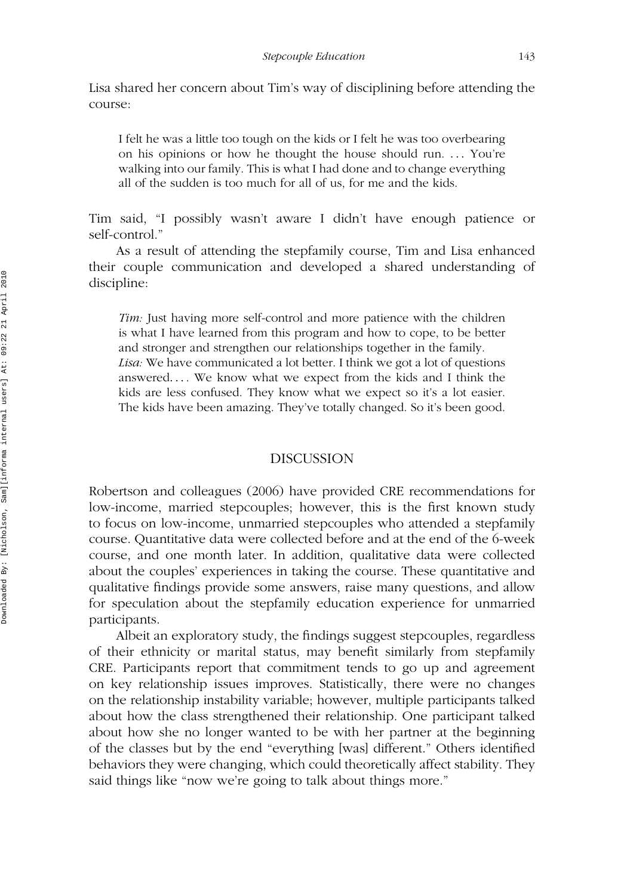Lisa shared her concern about Tim's way of disciplining before attending the course:

> I felt he was a little too tough on the kids or I felt he was too overbearing on his opinions or how he thought the house should run. ... You're walking into our family. This is what I had done and to change everything all of the sudden is too much for all of us, for me and the kids.

Tim said, "I possibly wasn't aware I didn't have enough patience or self-control."

As a result of attending the stepfamily course, Tim and Lisa enhanced their couple communication and developed a shared understanding of discipline:

> *Tim:* Just having more self-control and more patience with the children is what I have learned from this program and how to cope, to be better and stronger and strengthen our relationships together in the family.
> *Lisa:* We have communicated a lot better. I think we got a lot of questions answered.... We know what we expect from the kids and I think the kids are less confused. They know what we expect so it's a lot easier. The kids have been amazing. They've totally changed. So it's been good.

## DISCUSSION

Robertson and colleagues (2006) have provided CRE recommendations for low-income, married stepcouples; however, this is the first known study to focus on low-income, unmarried stepcouples who attended a stepfamily course. Quantitative data were collected before and at the end of the 6-week course, and one month later. In addition, qualitative data were collected about the couples' experiences in taking the course. These quantitative and qualitative findings provide some answers, raise many questions, and allow for speculation about the stepfamily education experience for unmarried participants.

Albeit an exploratory study, the findings suggest stepcouples, regardless of their ethnicity or marital status, may benefit similarly from stepfamily CRE. Participants report that commitment tends to go up and agreement on key relationship issues improves. Statistically, there were no changes on the relationship instability variable; however, multiple participants talked about how the class strengthened their relationship. One participant talked about how she no longer wanted to be with her partner at the beginning of the classes but by the end "everything [was] different." Others identified behaviors they were changing, which could theoretically affect stability. They said things like "now we're going to talk about things more."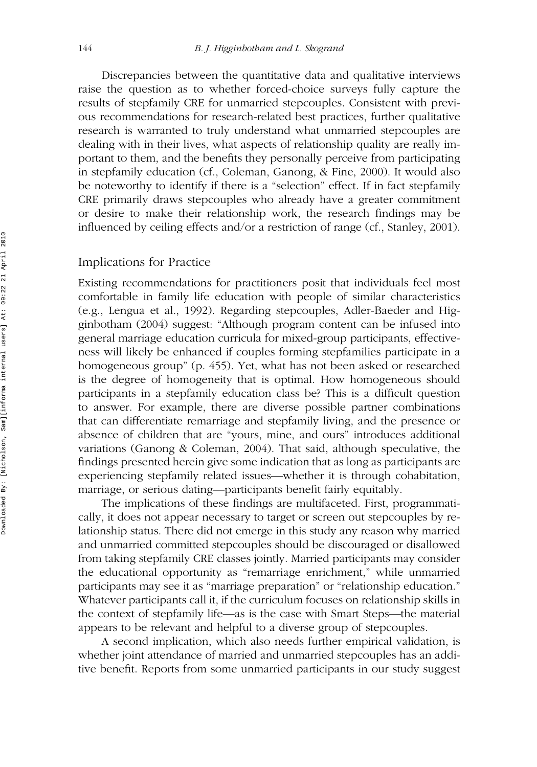Discrepancies between the quantitative data and qualitative interviews raise the question as to whether forced-choice surveys fully capture the results of stepfamily CRE for unmarried stepcouples. Consistent with previous recommendations for research-related best practices, further qualitative research is warranted to truly understand what unmarried stepcouples are dealing with in their lives, what aspects of relationship quality are really important to them, and the benefits they personally perceive from participating in stepfamily education (cf., Coleman, Ganong, & Fine, 2000). It would also be noteworthy to identify if there is a "selection" effect. If in fact stepfamily CRE primarily draws stepcouples who already have a greater commitment or desire to make their relationship work, the research findings may be influenced by ceiling effects and/or a restriction of range (cf., Stanley, 2001).

## Implications for Practice

Existing recommendations for practitioners posit that individuals feel most comfortable in family life education with people of similar characteristics (e.g., Lengua et al., 1992). Regarding stepcouples, Adler-Baeder and Higginbotham (2004) suggest: "Although program content can be infused into general marriage education curricula for mixed-group participants, effectiveness will likely be enhanced if couples forming stepfamilies participate in a homogeneous group" (p. 455). Yet, what has not been asked or researched is the degree of homogeneity that is optimal. How homogeneous should participants in a stepfamily education class be? This is a difficult question to answer. For example, there are diverse possible partner combinations that can differentiate remarriage and stepfamily living, and the presence or absence of children that are "yours, mine, and ours" introduces additional variations (Ganong & Coleman, 2004). That said, although speculative, the findings presented herein give some indication that as long as participants are experiencing stepfamily related issues—whether it is through cohabitation, marriage, or serious dating—participants benefit fairly equitably.

The implications of these findings are multifaceted. First, programmatically, it does not appear necessary to target or screen out stepcouples by relationship status. There did not emerge in this study any reason why married and unmarried committed stepcouples should be discouraged or disallowed from taking stepfamily CRE classes jointly. Married participants may consider the educational opportunity as "remarriage enrichment," while unmarried participants may see it as "marriage preparation" or "relationship education." Whatever participants call it, if the curriculum focuses on relationship skills in the context of stepfamily life—as is the case with Smart Steps—the material appears to be relevant and helpful to a diverse group of stepcouples.

A second implication, which also needs further empirical validation, is whether joint attendance of married and unmarried stepcouples has an additive benefit. Reports from some unmarried participants in our study suggest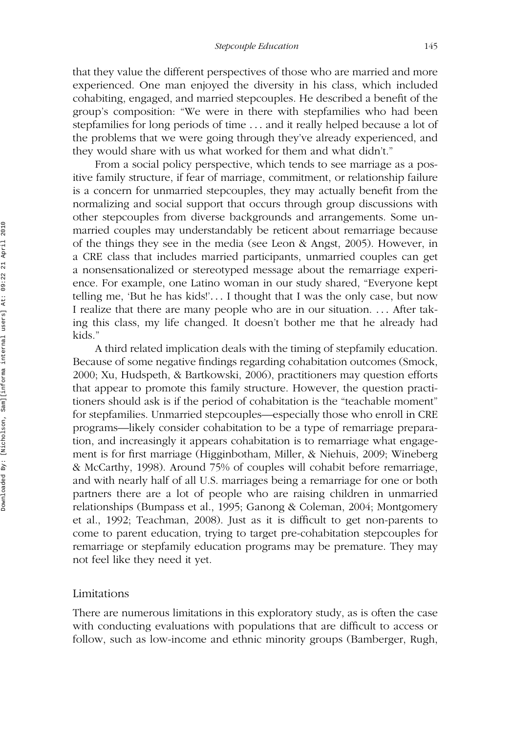that they value the different perspectives of those who are married and more experienced. One man enjoyed the diversity in his class, which included cohabiting, engaged, and married stepcouples. He described a benefit of the group's composition: "We were in there with stepfamilies who had been stepfamilies for long periods of time . . . and it really helped because a lot of the problems that we were going through they've already experienced, and they would share with us what worked for them and what didn't."

From a social policy perspective, which tends to see marriage as a positive family structure, if fear of marriage, commitment, or relationship failure is a concern for unmarried stepcouples, they may actually benefit from the normalizing and social support that occurs through group discussions with other stepcouples from diverse backgrounds and arrangements. Some unmarried couples may understandably be reticent about remarriage because of the things they see in the media (see Leon & Angst, 2005). However, in a CRE class that includes married participants, unmarried couples can get a nonsensationalized or stereotyped message about the remarriage experience. For example, one Latino woman in our study shared, "Everyone kept telling me, 'But he has kids!'. . . I thought that I was the only case, but now I realize that there are many people who are in our situation. . . . After taking this class, my life changed. It doesn't bother me that he already had kids."

A third related implication deals with the timing of stepfamily education. Because of some negative findings regarding cohabitation outcomes (Smock, 2000; Xu, Hudspeth, & Bartkowski, 2006), practitioners may question efforts that appear to promote this family structure. However, the question practitioners should ask is if the period of cohabitation is the "teachable moment" for stepfamilies. Unmarried stepcouples—especially those who enroll in CRE programs—likely consider cohabitation to be a type of remarriage preparation, and increasingly it appears cohabitation is to remarriage what engagement is for first marriage (Higginbotham, Miller, & Niehuis, 2009; Wineberg & McCarthy, 1998). Around 75% of couples will cohabit before remarriage, and with nearly half of all U.S. marriages being a remarriage for one or both partners there are a lot of people who are raising children in unmarried relationships (Bumpass et al., 1995; Ganong & Coleman, 2004; Montgomery et al., 1992; Teachman, 2008). Just as it is difficult to get non-parents to come to parent education, trying to target pre-cohabitation stepcouples for remarriage or stepfamily education programs may be premature. They may not feel like they need it yet.

## Limitations

There are numerous limitations in this exploratory study, as is often the case with conducting evaluations with populations that are difficult to access or follow, such as low-income and ethnic minority groups (Bamberger, Rugh,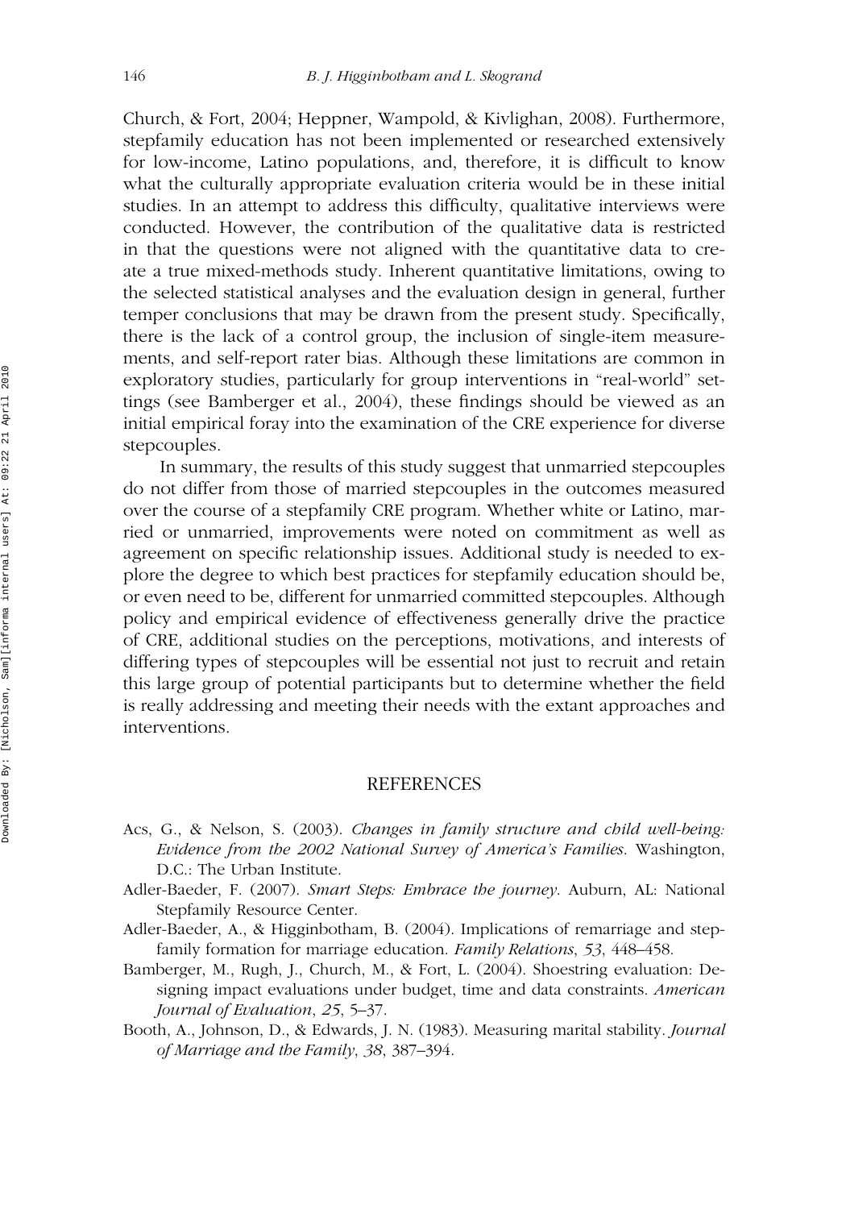Church, & Fort, 2004; Heppner, Wampold, & Kivlighan, 2008). Furthermore, stepfamily education has not been implemented or researched extensively for low-income, Latino populations, and, therefore, it is difficult to know what the culturally appropriate evaluation criteria would be in these initial studies. In an attempt to address this difficulty, qualitative interviews were conducted. However, the contribution of the qualitative data is restricted in that the questions were not aligned with the quantitative data to create a true mixed-methods study. Inherent quantitative limitations, owing to the selected statistical analyses and the evaluation design in general, further temper conclusions that may be drawn from the present study. Specifically, there is the lack of a control group, the inclusion of single-item measurements, and self-report rater bias. Although these limitations are common in exploratory studies, particularly for group interventions in "real-world" settings (see Bamberger et al., 2004), these findings should be viewed as an initial empirical foray into the examination of the CRE experience for diverse stepcouples.

In summary, the results of this study suggest that unmarried stepcouples do not differ from those of married stepcouples in the outcomes measured over the course of a stepfamily CRE program. Whether white or Latino, married or unmarried, improvements were noted on commitment as well as agreement on specific relationship issues. Additional study is needed to explore the degree to which best practices for stepfamily education should be, or even need to be, different for unmarried committed stepcouples. Although policy and empirical evidence of effectiveness generally drive the practice of CRE, additional studies on the perceptions, motivations, and interests of differing types of stepcouples will be essential not just to recruit and retain this large group of potential participants but to determine whether the field is really addressing and meeting their needs with the extant approaches and interventions.

## REFERENCES

Acs, G., & Nelson, S. (2003). *Changes in family structure and child well-being: Evidence from the 2002 National Survey of America's Families.* Washington, D.C.: The Urban Institute.

Adler-Baeder, F. (2007). *Smart Steps: Embrace the journey*. Auburn, AL: National Stepfamily Resource Center.

Adler-Baeder, A., & Higginbotham, B. (2004). Implications of remarriage and stepfamily formation for marriage education. *Family Relations*, *53*, 448–458.

Bamberger, M., Rugh, J., Church, M., & Fort, L. (2004). Shoestring evaluation: Designing impact evaluations under budget, time and data constraints. *American Journal of Evaluation*, *25*, 5–37.

Booth, A., Johnson, D., & Edwards, J. N. (1983). Measuring marital stability. *Journal of Marriage and the Family*, *38*, 387–394.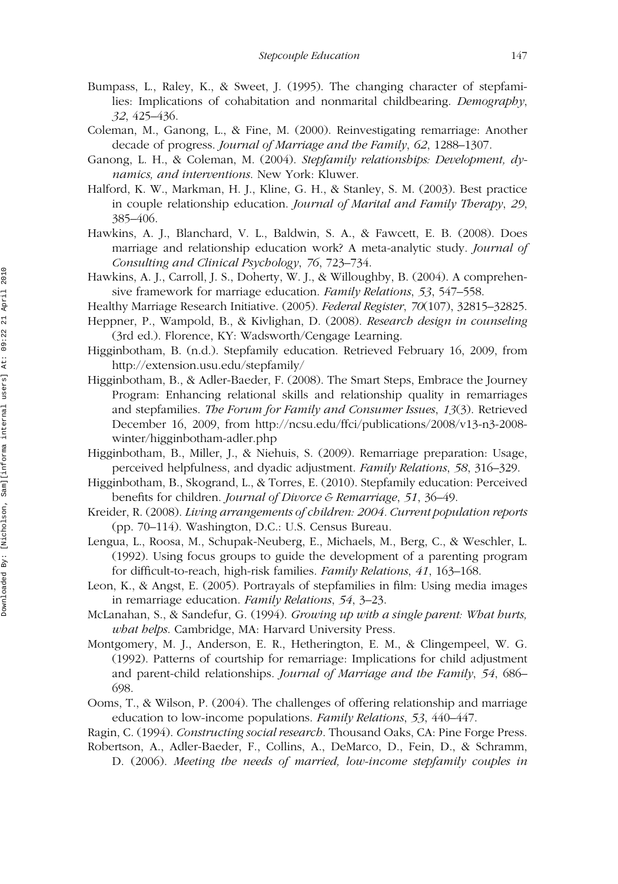Bumpass, L., Raley, K., & Sweet, J. (1995). The changing character of stepfamilies: Implications of cohabitation and nonmarital childbearing. *Demography*, *32*, 425–436.

Coleman, M., Ganong, L., & Fine, M. (2000). Reinvestigating remarriage: Another decade of progress. *Journal of Marriage and the Family*, *62*, 1288–1307.

Ganong, L. H., & Coleman, M. (2004). *Stepfamily relationships: Development, dynamics, and interventions*. New York: Kluwer.

Halford, K. W., Markman, H. J., Kline, G. H., & Stanley, S. M. (2003). Best practice in couple relationship education. *Journal of Marital and Family Therapy*, *29*, 385–406.

Hawkins, A. J., Blanchard, V. L., Baldwin, S. A., & Fawcett, E. B. (2008). Does marriage and relationship education work? A meta-analytic study. *Journal of Consulting and Clinical Psychology*, *76*, 723–734.

Hawkins, A. J., Carroll, J. S., Doherty, W. J., & Willoughby, B. (2004). A comprehensive framework for marriage education. *Family Relations*, *53*, 547–558.

Healthy Marriage Research Initiative. (2005). *Federal Register*, *70*(107), 32815–32825.

Heppner, P., Wampold, B., & Kivlighan, D. (2008). *Research design in counseling* (3rd ed.). Florence, KY: Wadsworth/Cengage Learning.

Higginbotham, B. (n.d.). Stepfamily education. Retrieved February 16, 2009, from http://extension.usu.edu/stepfamily/

Higginbotham, B., & Adler-Baeder, F. (2008). The Smart Steps, Embrace the Journey Program: Enhancing relational skills and relationship quality in remarriages and stepfamilies. *The Forum for Family and Consumer Issues*, *13*(3). Retrieved December 16, 2009, from http://ncsu.edu/ffci/publications/2008/v13-n3-2008-winter/higginbotham-adler.php

Higginbotham, B., Miller, J., & Niehuis, S. (2009). Remarriage preparation: Usage, perceived helpfulness, and dyadic adjustment. *Family Relations*, *58*, 316–329.

Higginbotham, B., Skogrand, L., & Torres, E. (2010). Stepfamily education: Perceived benefits for children. *Journal of Divorce & Remarriage*, *51*, 36–49.

Kreider, R. (2008). *Living arrangements of children: 2004. Current population reports* (pp. 70–114). Washington, D.C.: U.S. Census Bureau.

Lengua, L., Roosa, M., Schupak-Neuberg, E., Michaels, M., Berg, C., & Weschler, L. (1992). Using focus groups to guide the development of a parenting program for difficult-to-reach, high-risk families. *Family Relations*, *41*, 163–168.

Leon, K., & Angst, E. (2005). Portrayals of stepfamilies in film: Using media images in remarriage education. *Family Relations*, *54*, 3–23.

McLanahan, S., & Sandefur, G. (1994). *Growing up with a single parent: What hurts, what helps.* Cambridge, MA: Harvard University Press.

Montgomery, M. J., Anderson, E. R., Hetherington, E. M., & Clingempeel, W. G. (1992). Patterns of courtship for remarriage: Implications for child adjustment and parent-child relationships. *Journal of Marriage and the Family*, *54*, 686–698.

Ooms, T., & Wilson, P. (2004). The challenges of offering relationship and marriage education to low-income populations. *Family Relations*, *53*, 440–447.

Ragin, C. (1994). *Constructing social research*. Thousand Oaks, CA: Pine Forge Press.

Robertson, A., Adler-Baeder, F., Collins, A., DeMarco, D., Fein, D., & Schramm, D. (2006). *Meeting the needs of married, low-income stepfamily couples in*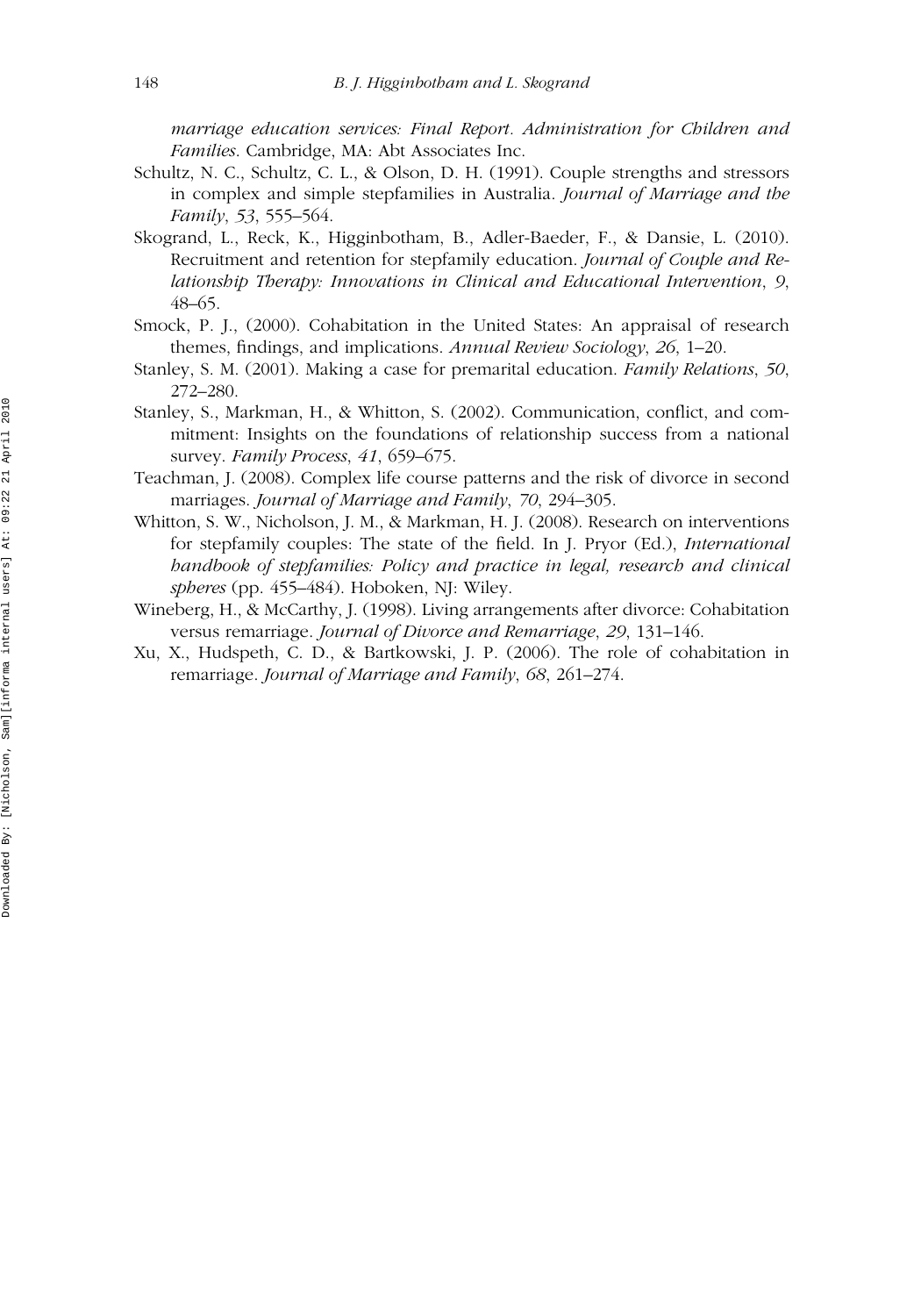*marriage education services: Final Report. Administration for Children and Families*. Cambridge, MA: Abt Associates Inc.

Schultz, N. C., Schultz, C. L., & Olson, D. H. (1991). Couple strengths and stressors in complex and simple stepfamilies in Australia. *Journal of Marriage and the Family*, *53*, 555–564.

Skogrand, L., Reck, K., Higginbotham, B., Adler-Baeder, F., & Dansie, L. (2010). Recruitment and retention for stepfamily education. *Journal of Couple and Relationship Therapy: Innovations in Clinical and Educational Intervention*, *9*, 48–65.

Smock, P. J., (2000). Cohabitation in the United States: An appraisal of research themes, findings, and implications. *Annual Review Sociology*, *26*, 1–20.

Stanley, S. M. (2001). Making a case for premarital education. *Family Relations*, *50*, 272–280.

Stanley, S., Markman, H., & Whitton, S. (2002). Communication, conflict, and commitment: Insights on the foundations of relationship success from a national survey. *Family Process*, *41*, 659–675.

Teachman, J. (2008). Complex life course patterns and the risk of divorce in second marriages. *Journal of Marriage and Family*, *70*, 294–305.

Whitton, S. W., Nicholson, J. M., & Markman, H. J. (2008). Research on interventions for stepfamily couples: The state of the field. In J. Pryor (Ed.), *International handbook of stepfamilies: Policy and practice in legal, research and clinical spheres* (pp. 455–484). Hoboken, NJ: Wiley.

Wineberg, H., & McCarthy, J. (1998). Living arrangements after divorce: Cohabitation versus remarriage. *Journal of Divorce and Remarriage*, *29*, 131–146.

Xu, X., Hudspeth, C. D., & Bartkowski, J. P. (2006). The role of cohabitation in remarriage. *Journal of Marriage and Family*, *68*, 261–274.